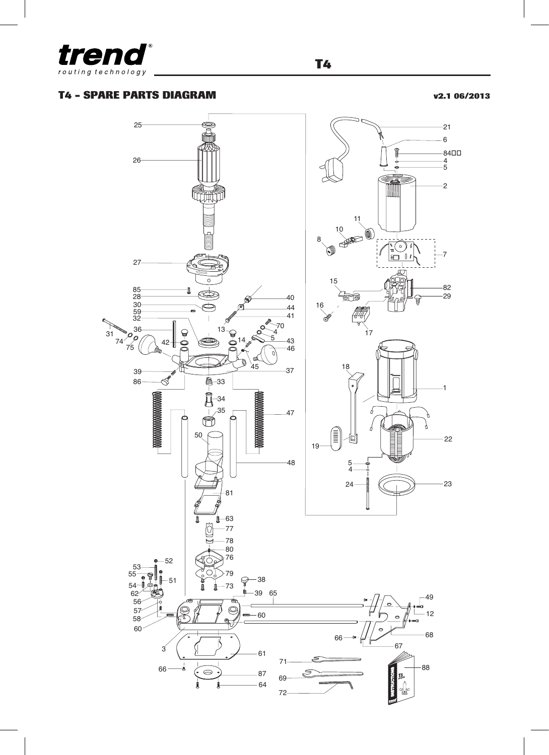# T4 – SPARE PARTS DIAGRAM

v2.1 06/2013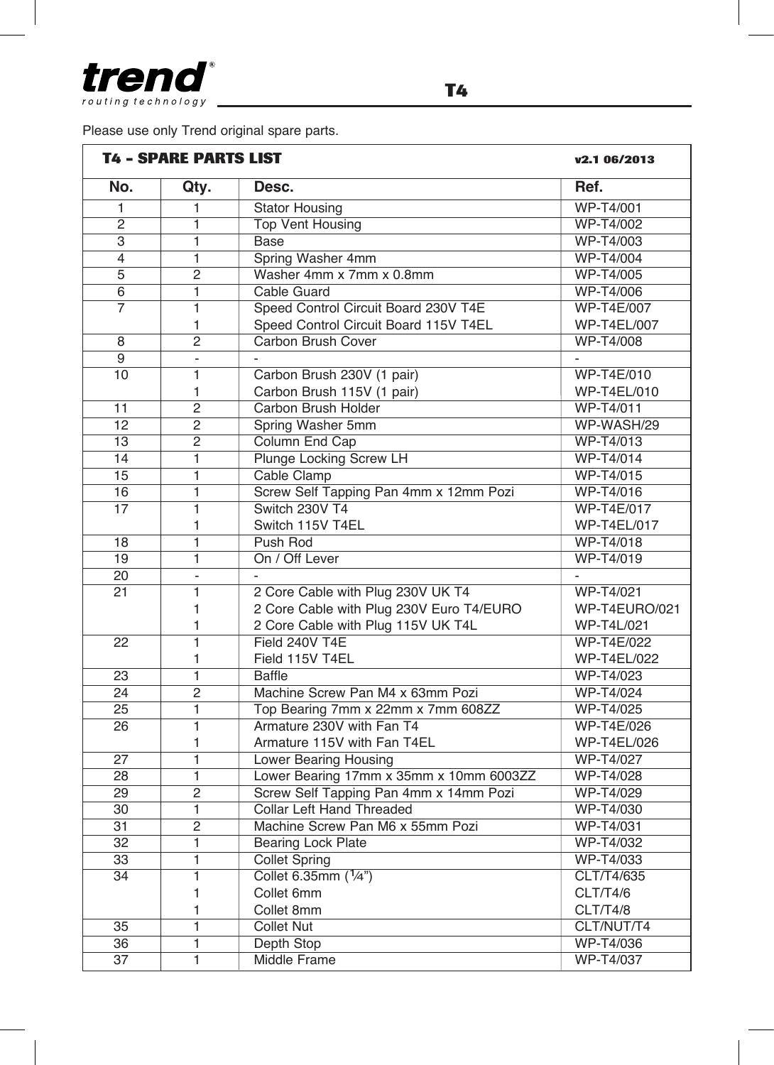Please use only Trend original spare parts.

## T4 – SPARE PARTS LIST

v2.1 06/2013

| No. | Qty. | Desc. | Ref. |
|---|---|---|---|
| 1 | 1 | Stator Housing | WP-T4/001 |
| 2 | 1 | Top Vent Housing | WP-T4/002 |
| 3 | 1 | Base | WP-T4/003 |
| 4 | 1 | Spring Washer 4mm | WP-T4/004 |
| 5 | 2 | Washer 4mm x 7mm x 0.8mm | WP-T4/005 |
| 6 | 1 | Cable Guard | WP-T4/006 |
| 7 | 1 | Speed Control Circuit Board 230V T4E | WP-T4E/007 |
| | 1 | Speed Control Circuit Board 115V T4EL | WP-T4EL/007 |
| 8 | 2 | Carbon Brush Cover | WP-T4/008 |
| 9 | - | - | - |
| 10 | 1 | Carbon Brush 230V (1 pair) | WP-T4E/010 |
| | 1 | Carbon Brush 115V (1 pair) | WP-T4EL/010 |
| 11 | 2 | Carbon Brush Holder | WP-T4/011 |
| 12 | 2 | Spring Washer 5mm | WP-WASH/29 |
| 13 | 2 | Column End Cap | WP-T4/013 |
| 14 | 1 | Plunge Locking Screw LH | WP-T4/014 |
| 15 | 1 | Cable Clamp | WP-T4/015 |
| 16 | 1 | Screw Self Tapping Pan 4mm x 12mm Pozi | WP-T4/016 |
| 17 | 1 | Switch 230V T4 | WP-T4E/017 |
| | 1 | Switch 115V T4EL | WP-T4EL/017 |
| 18 | 1 | Push Rod | WP-T4/018 |
| 19 | 1 | On / Off Lever | WP-T4/019 |
| 20 | - | - | - |
| 21 | 1 | 2 Core Cable with Plug 230V UK T4 | WP-T4/021 |
| | 1 | 2 Core Cable with Plug 230V Euro T4/EURO | WP-T4EURO/021 |
| | 1 | 2 Core Cable with Plug 115V UK T4L | WP-T4L/021 |
| 22 | 1 | Field 240V T4E | WP-T4E/022 |
| | 1 | Field 115V T4EL | WP-T4EL/022 |
| 23 | 1 | Baffle | WP-T4/023 |
| 24 | 2 | Machine Screw Pan M4 x 63mm Pozi | WP-T4/024 |
| 25 | 1 | Top Bearing 7mm x 22mm x 7mm 608ZZ | WP-T4/025 |
| 26 | 1 | Armature 230V with Fan T4 | WP-T4E/026 |
| | 1 | Armature 115V with Fan T4EL | WP-T4EL/026 |
| 27 | 1 | Lower Bearing Housing | WP-T4/027 |
| 28 | 1 | Lower Bearing 17mm x 35mm x 10mm 6003ZZ | WP-T4/028 |
| 29 | 2 | Screw Self Tapping Pan 4mm x 14mm Pozi | WP-T4/029 |
| 30 | 1 | Collar Left Hand Threaded | WP-T4/030 |
| 31 | 2 | Machine Screw Pan M6 x 55mm Pozi | WP-T4/031 |
| 32 | 1 | Bearing Lock Plate | WP-T4/032 |
| 33 | 1 | Collet Spring | WP-T4/033 |
| 34 | 1 | Collet 6.35mm (¼") | CLT/T4/635 |
| | 1 | Collet 6mm | CLT/T4/6 |
| | 1 | Collet 8mm | CLT/T4/8 |
| 35 | 1 | Collet Nut | CLT/NUT/T4 |
| 36 | 1 | Depth Stop | WP-T4/036 |
| 37 | 1 | Middle Frame | WP-T4/037 |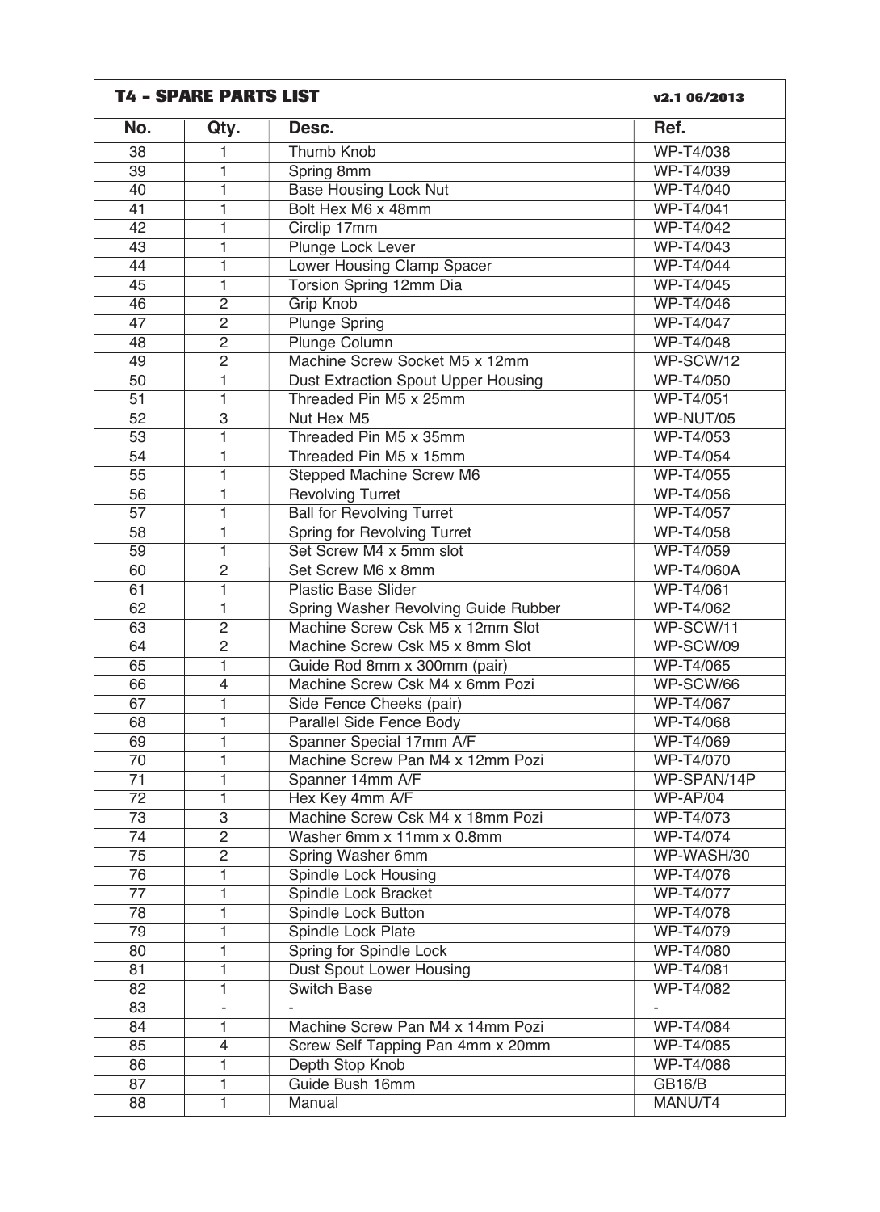## T4 - SPARE PARTS LIST

v2.1 06/2013

| No. | Qty. | Desc. | Ref. |
|---|---|---|---|
| 38 | 1 | Thumb Knob | WP-T4/038 |
| 39 | 1 | Spring 8mm | WP-T4/039 |
| 40 | 1 | Base Housing Lock Nut | WP-T4/040 |
| 41 | 1 | Bolt Hex M6 x 48mm | WP-T4/041 |
| 42 | 1 | Circlip 17mm | WP-T4/042 |
| 43 | 1 | Plunge Lock Lever | WP-T4/043 |
| 44 | 1 | Lower Housing Clamp Spacer | WP-T4/044 |
| 45 | 1 | Torsion Spring 12mm Dia | WP-T4/045 |
| 46 | 2 | Grip Knob | WP-T4/046 |
| 47 | 2 | Plunge Spring | WP-T4/047 |
| 48 | 2 | Plunge Column | WP-T4/048 |
| 49 | 2 | Machine Screw Socket M5 x 12mm | WP-SCW/12 |
| 50 | 1 | Dust Extraction Spout Upper Housing | WP-T4/050 |
| 51 | 1 | Threaded Pin M5 x 25mm | WP-T4/051 |
| 52 | 3 | Nut Hex M5 | WP-NUT/05 |
| 53 | 1 | Threaded Pin M5 x 35mm | WP-T4/053 |
| 54 | 1 | Threaded Pin M5 x 15mm | WP-T4/054 |
| 55 | 1 | Stepped Machine Screw M6 | WP-T4/055 |
| 56 | 1 | Revolving Turret | WP-T4/056 |
| 57 | 1 | Ball for Revolving Turret | WP-T4/057 |
| 58 | 1 | Spring for Revolving Turret | WP-T4/058 |
| 59 | 1 | Set Screw M4 x 5mm slot | WP-T4/059 |
| 60 | 2 | Set Screw M6 x 8mm | WP-T4/060A |
| 61 | 1 | Plastic Base Slider | WP-T4/061 |
| 62 | 1 | Spring Washer Revolving Guide Rubber | WP-T4/062 |
| 63 | 2 | Machine Screw Csk M5 x 12mm Slot | WP-SCW/11 |
| 64 | 2 | Machine Screw Csk M5 x 8mm Slot | WP-SCW/09 |
| 65 | 1 | Guide Rod 8mm x 300mm (pair) | WP-T4/065 |
| 66 | 4 | Machine Screw Csk M4 x 6mm Pozi | WP-SCW/66 |
| 67 | 1 | Side Fence Cheeks (pair) | WP-T4/067 |
| 68 | 1 | Parallel Side Fence Body | WP-T4/068 |
| 69 | 1 | Spanner Special 17mm A/F | WP-T4/069 |
| 70 | 1 | Machine Screw Pan M4 x 12mm Pozi | WP-T4/070 |
| 71 | 1 | Spanner 14mm A/F | WP-SPAN/14P |
| 72 | 1 | Hex Key 4mm A/F | WP-AP/04 |
| 73 | 3 | Machine Screw Csk M4 x 18mm Pozi | WP-T4/073 |
| 74 | 2 | Washer 6mm x 11mm x 0.8mm | WP-T4/074 |
| 75 | 2 | Spring Washer 6mm | WP-WASH/30 |
| 76 | 1 | Spindle Lock Housing | WP-T4/076 |
| 77 | 1 | Spindle Lock Bracket | WP-T4/077 |
| 78 | 1 | Spindle Lock Button | WP-T4/078 |
| 79 | 1 | Spindle Lock Plate | WP-T4/079 |
| 80 | 1 | Spring for Spindle Lock | WP-T4/080 |
| 81 | 1 | Dust Spout Lower Housing | WP-T4/081 |
| 82 | 1 | Switch Base | WP-T4/082 |
| 83 | - | - | - |
| 84 | 1 | Machine Screw Pan M4 x 14mm Pozi | WP-T4/084 |
| 85 | 4 | Screw Self Tapping Pan 4mm x 20mm | WP-T4/085 |
| 86 | 1 | Depth Stop Knob | WP-T4/086 |
| 87 | 1 | Guide Bush 16mm | GB16/B |
| 88 | 1 | Manual | MANU/T4 |